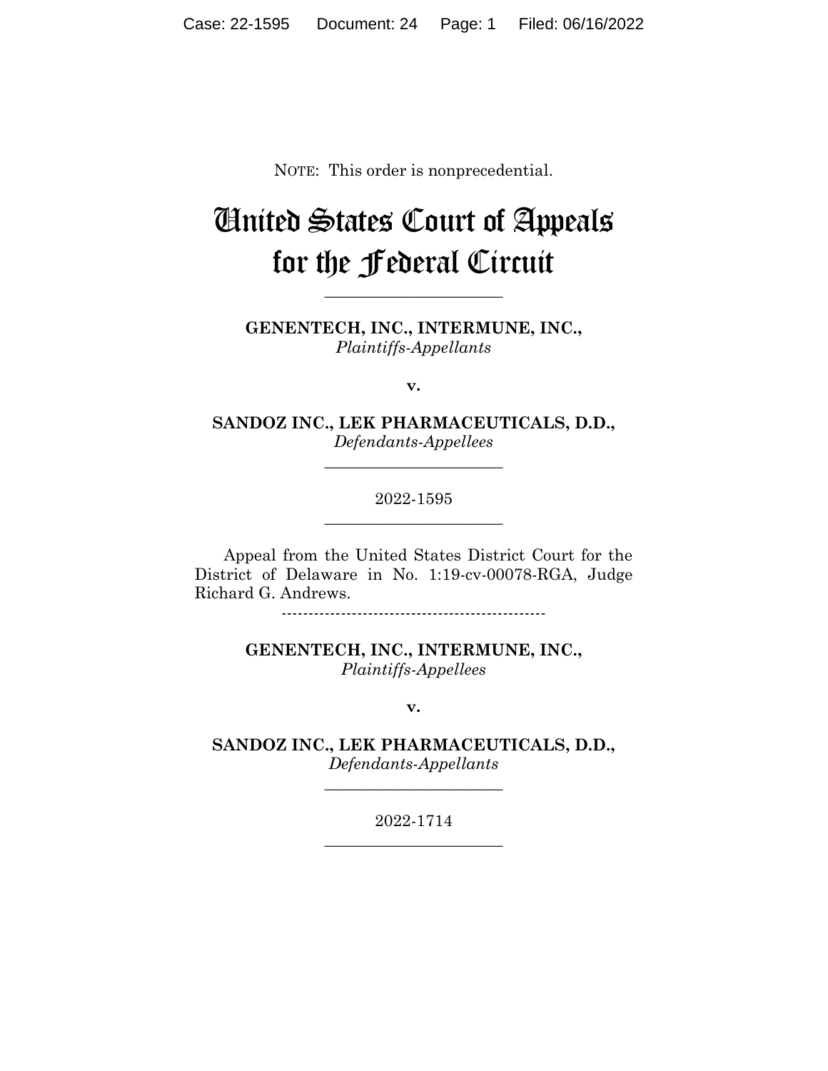NOTE: This order is nonprecedential.

# United States Court of Appeals for the Federal Circuit

______________________

**GENENTECH, INC., INTERMUNE, INC.,**
*Plaintiffs-Appellants*

**v.**

**SANDOZ INC., LEK PHARMACEUTICALS, D.D.,**
*Defendants-Appellees*

______________________

2022-1595

______________________

Appeal from the United States District Court for the District of Delaware in No. 1:19-cv-00078-RGA, Judge Richard G. Andrews.

-------------------------------------------------

**GENENTECH, INC., INTERMUNE, INC.,**
*Plaintiffs-Appellees*

**v.**

**SANDOZ INC., LEK PHARMACEUTICALS, D.D.,**
*Defendants-Appellants*

______________________

2022-1714

______________________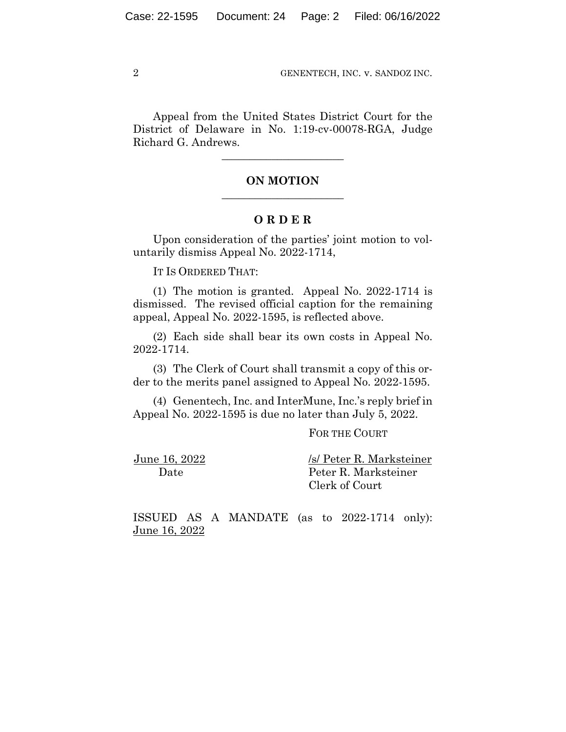Appeal from the United States District Court for the District of Delaware in No. 1:19-cv-00078-RGA, Judge Richard G. Andrews.

---

**ON MOTION**

---

**O R D E R**

Upon consideration of the parties' joint motion to voluntarily dismiss Appeal No. 2022-1714,

IT IS ORDERED THAT:

(1) The motion is granted. Appeal No. 2022-1714 is dismissed. The revised official caption for the remaining appeal, Appeal No. 2022-1595, is reflected above.

(2) Each side shall bear its own costs in Appeal No. 2022-1714.

(3) The Clerk of Court shall transmit a copy of this order to the merits panel assigned to Appeal No. 2022-1595.

(4) Genentech, Inc. and InterMune, Inc.'s reply brief in Appeal No. 2022-1595 is due no later than July 5, 2022.

FOR THE COURT

June 16, 2022
Date

/s/ Peter R. Marksteiner
Peter R. Marksteiner
Clerk of Court

ISSUED AS A MANDATE (as to 2022-1714 only): June 16, 2022